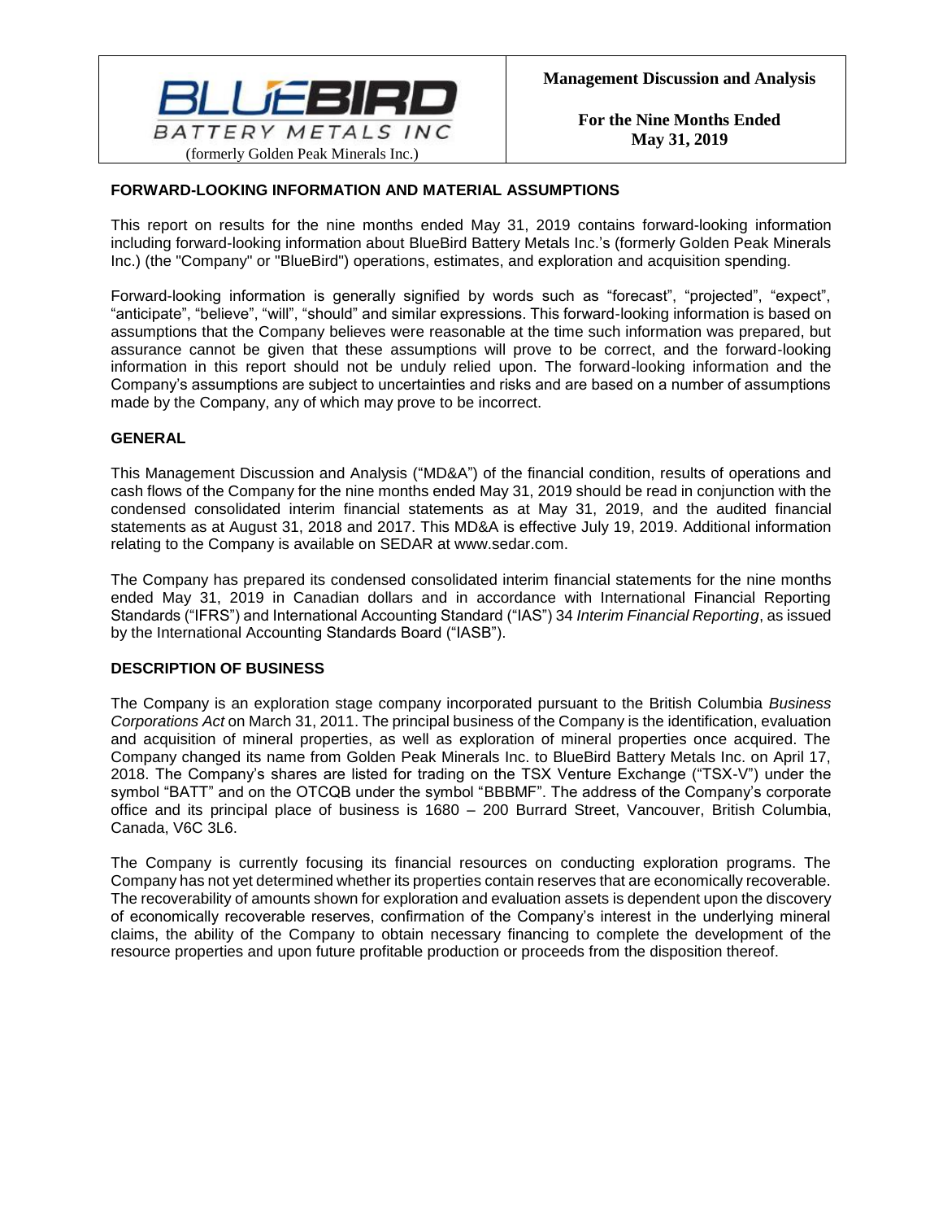BLUEBIRD BATTERY METALS INC
(formerly Golden Peak Minerals Inc.)

**Management Discussion and Analysis**

**For the Nine Months Ended May 31, 2019**

## FORWARD-LOOKING INFORMATION AND MATERIAL ASSUMPTIONS

This report on results for the nine months ended May 31, 2019 contains forward-looking information including forward-looking information about BlueBird Battery Metals Inc.'s (formerly Golden Peak Minerals Inc.) (the "Company" or "BlueBird") operations, estimates, and exploration and acquisition spending.

Forward-looking information is generally signified by words such as "forecast", "projected", "expect", "anticipate", "believe", "will", "should" and similar expressions. This forward-looking information is based on assumptions that the Company believes were reasonable at the time such information was prepared, but assurance cannot be given that these assumptions will prove to be correct, and the forward-looking information in this report should not be unduly relied upon. The forward-looking information and the Company's assumptions are subject to uncertainties and risks and are based on a number of assumptions made by the Company, any of which may prove to be incorrect.

## GENERAL

This Management Discussion and Analysis ("MD&A") of the financial condition, results of operations and cash flows of the Company for the nine months ended May 31, 2019 should be read in conjunction with the condensed consolidated interim financial statements as at May 31, 2019, and the audited financial statements as at August 31, 2018 and 2017. This MD&A is effective July 19, 2019. Additional information relating to the Company is available on SEDAR at www.sedar.com.

The Company has prepared its condensed consolidated interim financial statements for the nine months ended May 31, 2019 in Canadian dollars and in accordance with International Financial Reporting Standards ("IFRS") and International Accounting Standard ("IAS") 34 *Interim Financial Reporting*, as issued by the International Accounting Standards Board ("IASB").

## DESCRIPTION OF BUSINESS

The Company is an exploration stage company incorporated pursuant to the British Columbia *Business Corporations Act* on March 31, 2011. The principal business of the Company is the identification, evaluation and acquisition of mineral properties, as well as exploration of mineral properties once acquired. The Company changed its name from Golden Peak Minerals Inc. to BlueBird Battery Metals Inc. on April 17, 2018. The Company's shares are listed for trading on the TSX Venture Exchange ("TSX-V") under the symbol "BATT" and on the OTCQB under the symbol "BBBMF". The address of the Company's corporate office and its principal place of business is 1680 – 200 Burrard Street, Vancouver, British Columbia, Canada, V6C 3L6.

The Company is currently focusing its financial resources on conducting exploration programs. The Company has not yet determined whether its properties contain reserves that are economically recoverable. The recoverability of amounts shown for exploration and evaluation assets is dependent upon the discovery of economically recoverable reserves, confirmation of the Company's interest in the underlying mineral claims, the ability of the Company to obtain necessary financing to complete the development of the resource properties and upon future profitable production or proceeds from the disposition thereof.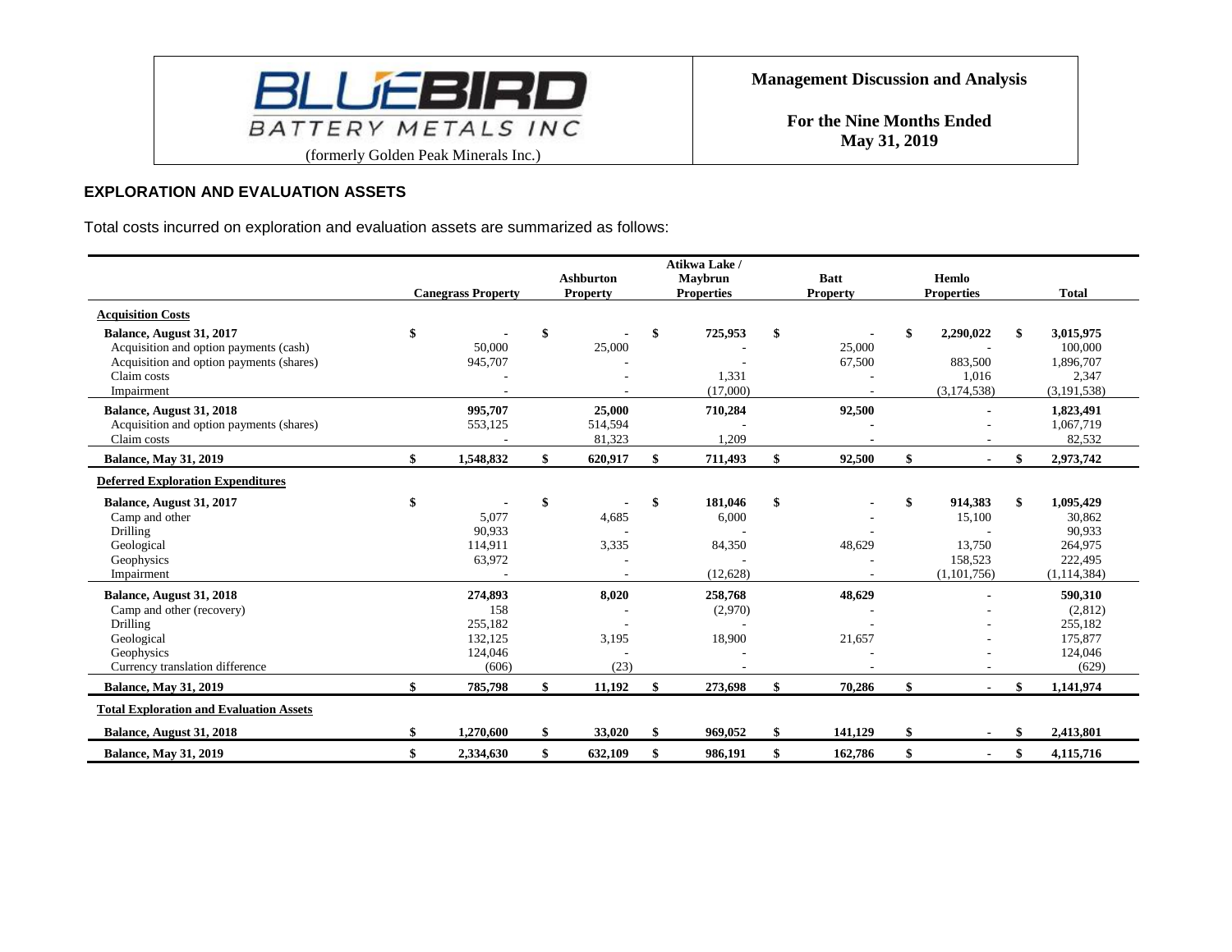## EXPLORATION AND EVALUATION ASSETS

Total costs incurred on exploration and evaluation assets are summarized as follows:

| | Canegrass Property | Ashburton Property | Atikwa Lake / Maybrun Properties | Batt Property | Hemlo Properties | Total |
|---|---|---|---|---|---|---|
| **Acquisition Costs** | | | | | | |
| **Balance, August 31, 2017** | $ - | $ - | $ 725,953 | $ - | $ 2,290,022 | $ 3,015,975 |
| Acquisition and option payments (cash) | 50,000 | 25,000 | - | 25,000 | - | 100,000 |
| Acquisition and option payments (shares) | 945,707 | - | - | 67,500 | 883,500 | 1,896,707 |
| Claim costs | - | - | 1,331 | - | 1,016 | 2,347 |
| Impairment | - | - | (17,000) | - | (3,174,538) | (3,191,538) |
| **Balance, August 31, 2018** | 995,707 | 25,000 | 710,284 | 92,500 | - | 1,823,491 |
| Acquisition and option payments (shares) | 553,125 | 514,594 | - | - | - | 1,067,719 |
| Claim costs | - | 81,323 | 1,209 | - | - | 82,532 |
| **Balance, May 31, 2019** | $ 1,548,832 | $ 620,917 | $ 711,493 | $ 92,500 | $ - | $ 2,973,742 |
| **Deferred Exploration Expenditures** | | | | | | |
| **Balance, August 31, 2017** | $ - | $ - | $ 181,046 | $ - | $ 914,383 | $ 1,095,429 |
| Camp and other | 5,077 | 4,685 | 6,000 | - | 15,100 | 30,862 |
| Drilling | 90,933 | - | - | - | - | 90,933 |
| Geological | 114,911 | 3,335 | 84,350 | 48,629 | 13,750 | 264,975 |
| Geophysics | 63,972 | - | - | - | 158,523 | 222,495 |
| Impairment | - | - | (12,628) | - | (1,101,756) | (1,114,384) |
| **Balance, August 31, 2018** | 274,893 | 8,020 | 258,768 | 48,629 | - | 590,310 |
| Camp and other (recovery) | 158 | - | (2,970) | - | - | (2,812) |
| Drilling | 255,182 | - | - | - | - | 255,182 |
| Geological | 132,125 | 3,195 | 18,900 | 21,657 | - | 175,877 |
| Geophysics | 124,046 | - | - | - | - | 124,046 |
| Currency translation difference | (606) | (23) | - | - | - | (629) |
| **Balance, May 31, 2019** | $ 785,798 | $ 11,192 | $ 273,698 | $ 70,286 | $ - | $ 1,141,974 |
| **Total Exploration and Evaluation Assets** | | | | | | |
| **Balance, August 31, 2018** | $ 1,270,600 | $ 33,020 | $ 969,052 | $ 141,129 | $ - | $ 2,413,801 |
| **Balance, May 31, 2019** | $ 2,334,630 | $ 632,109 | $ 986,191 | $ 162,786 | $ - | $ 4,115,716 |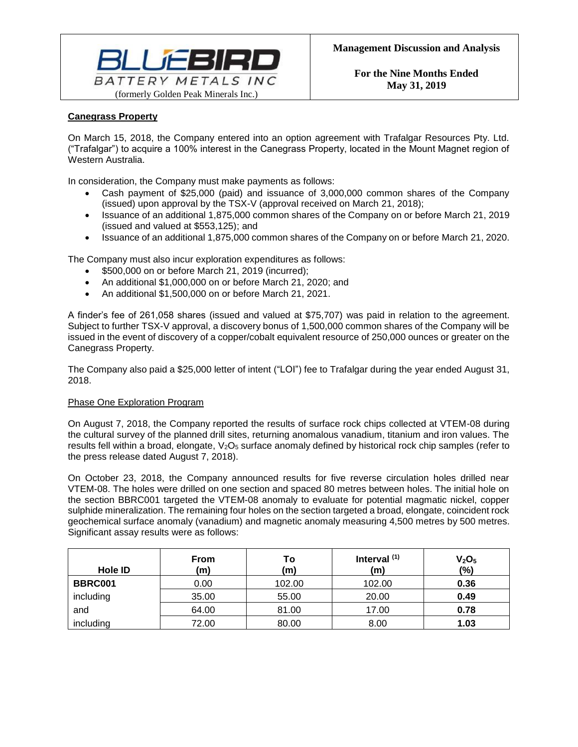## Canegrass Property

On March 15, 2018, the Company entered into an option agreement with Trafalgar Resources Pty. Ltd. ("Trafalgar") to acquire a 100% interest in the Canegrass Property, located in the Mount Magnet region of Western Australia.

In consideration, the Company must make payments as follows:

- Cash payment of $25,000 (paid) and issuance of 3,000,000 common shares of the Company (issued) upon approval by the TSX-V (approval received on March 21, 2018);
- Issuance of an additional 1,875,000 common shares of the Company on or before March 21, 2019 (issued and valued at $553,125); and
- Issuance of an additional 1,875,000 common shares of the Company on or before March 21, 2020.

The Company must also incur exploration expenditures as follows:

- $500,000 on or before March 21, 2019 (incurred);
- An additional $1,000,000 on or before March 21, 2020; and
- An additional $1,500,000 on or before March 21, 2021.

A finder's fee of 261,058 shares (issued and valued at $75,707) was paid in relation to the agreement. Subject to further TSX-V approval, a discovery bonus of 1,500,000 common shares of the Company will be issued in the event of discovery of a copper/cobalt equivalent resource of 250,000 ounces or greater on the Canegrass Property.

The Company also paid a $25,000 letter of intent ("LOI") fee to Trafalgar during the year ended August 31, 2018.

### Phase One Exploration Program

On August 7, 2018, the Company reported the results of surface rock chips collected at VTEM-08 during the cultural survey of the planned drill sites, returning anomalous vanadium, titanium and iron values. The results fell within a broad, elongate, $V_2O_5$ surface anomaly defined by historical rock chip samples (refer to the press release dated August 7, 2018).

On October 23, 2018, the Company announced results for five reverse circulation holes drilled near VTEM-08. The holes were drilled on one section and spaced 80 metres between holes. The initial hole on the section BBRC001 targeted the VTEM-08 anomaly to evaluate for potential magmatic nickel, copper sulphide mineralization. The remaining four holes on the section targeted a broad, elongate, coincident rock geochemical surface anomaly (vanadium) and magnetic anomaly measuring 4,500 metres by 500 metres. Significant assay results were as follows:

| Hole ID | From (m) | To (m) | Interval [1] (m) | $V_2O_5$ (%) |
|---|---|---|---|---|
| **BBRC001** | 0.00 | 102.00 | 102.00 | **0.36** |
| including | 35.00 | 55.00 | 20.00 | **0.49** |
| and | 64.00 | 81.00 | 17.00 | **0.78** |
| including | 72.00 | 80.00 | 8.00 | **1.03** |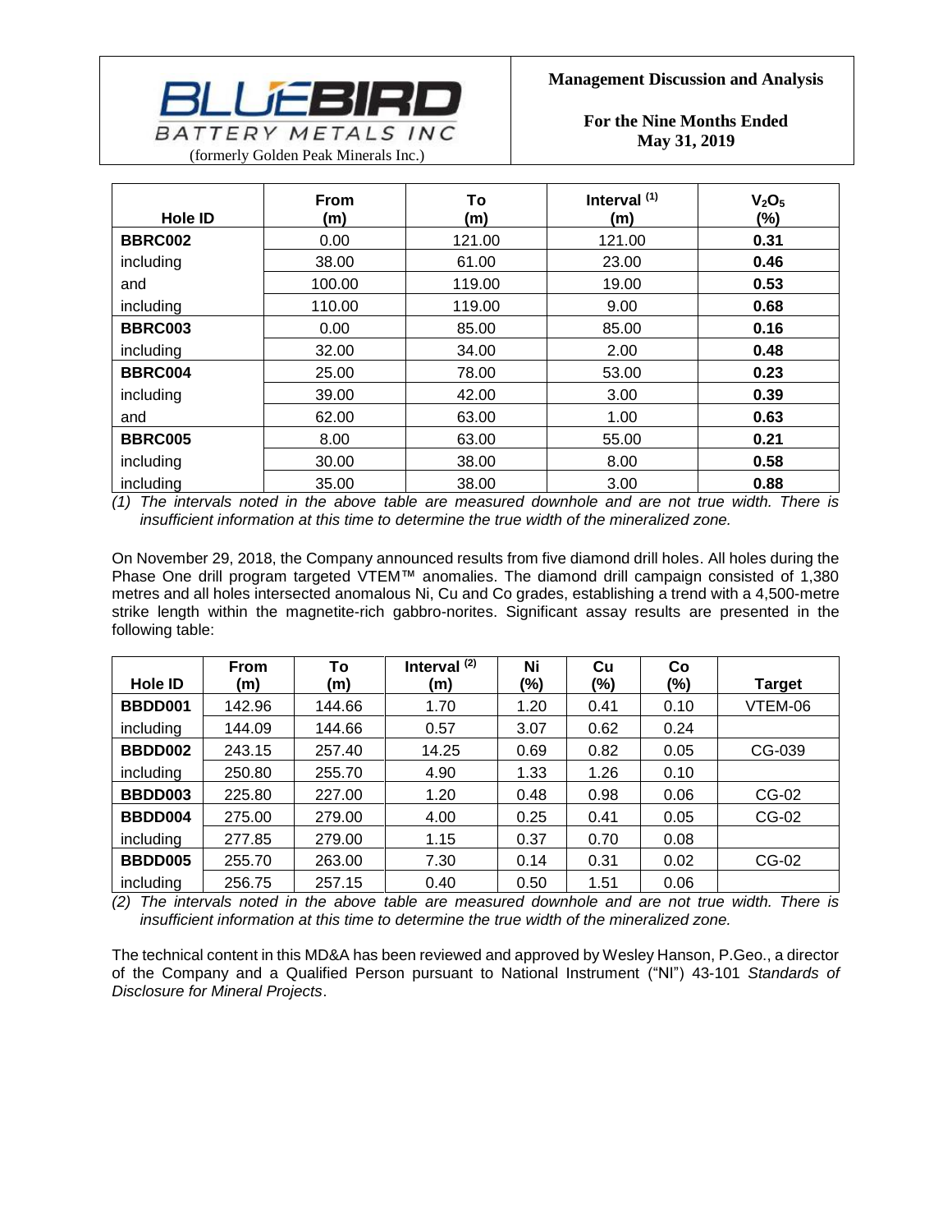| Hole ID | From (m) | To (m) | Interval [1] (m) | $V_2O_5$ (%) |
|---|---|---|---|---|
| **BBRC002** | 0.00 | 121.00 | 121.00 | **0.31** |
| including | 38.00 | 61.00 | 23.00 | **0.46** |
| and | 100.00 | 119.00 | 19.00 | **0.53** |
| including | 110.00 | 119.00 | 9.00 | **0.68** |
| **BBRC003** | 0.00 | 85.00 | 85.00 | **0.16** |
| including | 32.00 | 34.00 | 2.00 | **0.48** |
| **BBRC004** | 25.00 | 78.00 | 53.00 | **0.23** |
| including | 39.00 | 42.00 | 3.00 | **0.39** |
| and | 62.00 | 63.00 | 1.00 | **0.63** |
| **BBRC005** | 8.00 | 63.00 | 55.00 | **0.21** |
| including | 30.00 | 38.00 | 8.00 | **0.58** |
| including | 35.00 | 38.00 | 3.00 | **0.88** |

*(1) The intervals noted in the above table are measured downhole and are not true width. There is insufficient information at this time to determine the true width of the mineralized zone.*

On November 29, 2018, the Company announced results from five diamond drill holes. All holes during the Phase One drill program targeted VTEM™ anomalies. The diamond drill campaign consisted of 1,380 metres and all holes intersected anomalous Ni, Cu and Co grades, establishing a trend with a 4,500-metre strike length within the magnetite-rich gabbro-norites. Significant assay results are presented in the following table:

| Hole ID | From (m) | To (m) | Interval [2] (m) | Ni (%) | Cu (%) | Co (%) | Target |
|---|---|---|---|---|---|---|---|
| **BBDD001** | 142.96 | 144.66 | 1.70 | 1.20 | 0.41 | 0.10 | VTEM-06 |
| including | 144.09 | 144.66 | 0.57 | 3.07 | 0.62 | 0.24 | |
| **BBDD002** | 243.15 | 257.40 | 14.25 | 0.69 | 0.82 | 0.05 | CG-039 |
| including | 250.80 | 255.70 | 4.90 | 1.33 | 1.26 | 0.10 | |
| **BBDD003** | 225.80 | 227.00 | 1.20 | 0.48 | 0.98 | 0.06 | CG-02 |
| **BBDD004** | 275.00 | 279.00 | 4.00 | 0.25 | 0.41 | 0.05 | CG-02 |
| including | 277.85 | 279.00 | 1.15 | 0.37 | 0.70 | 0.08 | |
| **BBDD005** | 255.70 | 263.00 | 7.30 | 0.14 | 0.31 | 0.02 | CG-02 |
| including | 256.75 | 257.15 | 0.40 | 0.50 | 1.51 | 0.06 | |

*(2) The intervals noted in the above table are measured downhole and are not true width. There is insufficient information at this time to determine the true width of the mineralized zone.*

The technical content in this MD&A has been reviewed and approved by Wesley Hanson, P.Geo., a director of the Company and a Qualified Person pursuant to National Instrument ("NI") 43-101 *Standards of Disclosure for Mineral Projects*.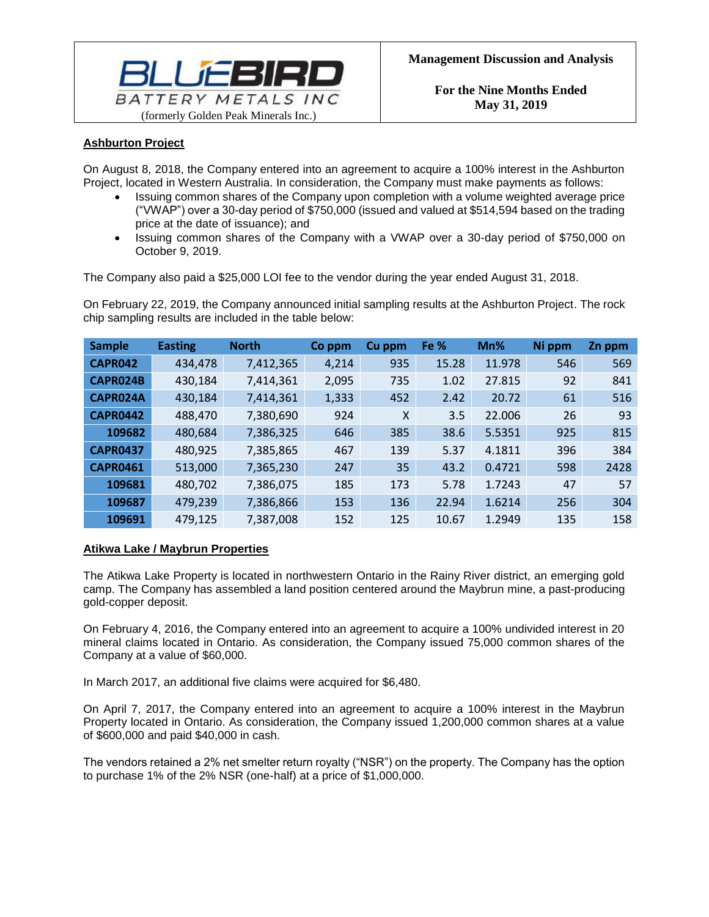## Ashburton Project

On August 8, 2018, the Company entered into an agreement to acquire a 100% interest in the Ashburton Project, located in Western Australia. In consideration, the Company must make payments as follows:

- Issuing common shares of the Company upon completion with a volume weighted average price ("VWAP") over a 30-day period of $750,000 (issued and valued at $514,594 based on the trading price at the date of issuance); and
- Issuing common shares of the Company with a VWAP over a 30-day period of $750,000 on October 9, 2019.

The Company also paid a $25,000 LOI fee to the vendor during the year ended August 31, 2018.

On February 22, 2019, the Company announced initial sampling results at the Ashburton Project. The rock chip sampling results are included in the table below:

| Sample | Easting | North | Co ppm | Cu ppm | Fe % | Mn% | Ni ppm | Zn ppm |
|---|---|---|---|---|---|---|---|---|
| CAPR042 | 434,478 | 7,412,365 | 4,214 | 935 | 15.28 | 11.978 | 546 | 569 |
| CAPR024B | 430,184 | 7,414,361 | 2,095 | 735 | 1.02 | 27.815 | 92 | 841 |
| CAPR024A | 430,184 | 7,414,361 | 1,333 | 452 | 2.42 | 20.72 | 61 | 516 |
| CAPR0442 | 488,470 | 7,380,690 | 924 | X | 3.5 | 22.006 | 26 | 93 |
| 109682 | 480,684 | 7,386,325 | 646 | 385 | 38.6 | 5.5351 | 925 | 815 |
| CAPR0437 | 480,925 | 7,385,865 | 467 | 139 | 5.37 | 4.1811 | 396 | 384 |
| CAPR0461 | 513,000 | 7,365,230 | 247 | 35 | 43.2 | 0.4721 | 598 | 2428 |
| 109681 | 480,702 | 7,386,075 | 185 | 173 | 5.78 | 1.7243 | 47 | 57 |
| 109687 | 479,239 | 7,386,866 | 153 | 136 | 22.94 | 1.6214 | 256 | 304 |
| 109691 | 479,125 | 7,387,008 | 152 | 125 | 10.67 | 1.2949 | 135 | 158 |

## Atikwa Lake / Maybrun Properties

The Atikwa Lake Property is located in northwestern Ontario in the Rainy River district, an emerging gold camp. The Company has assembled a land position centered around the Maybrun mine, a past-producing gold-copper deposit.

On February 4, 2016, the Company entered into an agreement to acquire a 100% undivided interest in 20 mineral claims located in Ontario. As consideration, the Company issued 75,000 common shares of the Company at a value of $60,000.

In March 2017, an additional five claims were acquired for $6,480.

On April 7, 2017, the Company entered into an agreement to acquire a 100% interest in the Maybrun Property located in Ontario. As consideration, the Company issued 1,200,000 common shares at a value of $600,000 and paid $40,000 in cash.

The vendors retained a 2% net smelter return royalty ("NSR") on the property. The Company has the option to purchase 1% of the 2% NSR (one-half) at a price of $1,000,000.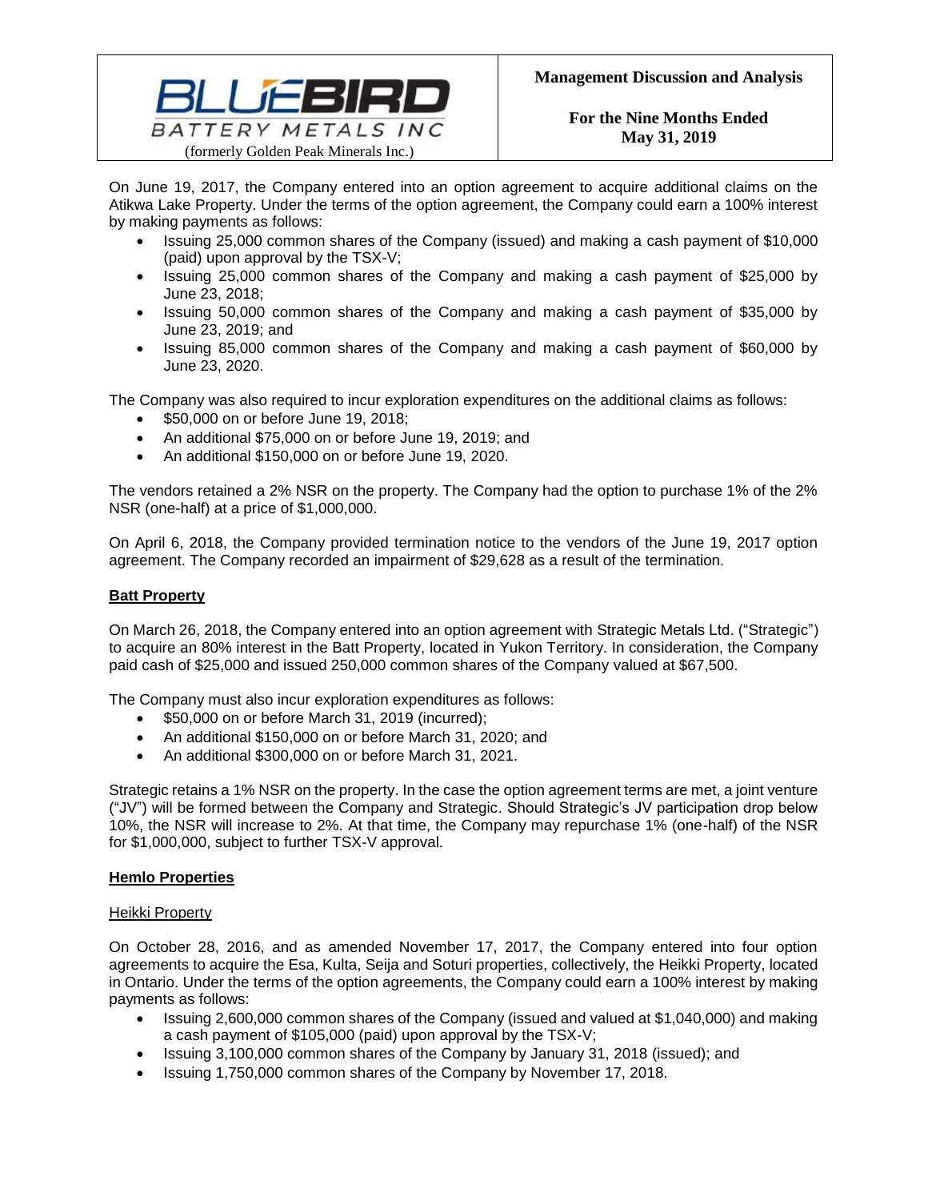On June 19, 2017, the Company entered into an option agreement to acquire additional claims on the Atikwa Lake Property. Under the terms of the option agreement, the Company could earn a 100% interest by making payments as follows:

- Issuing 25,000 common shares of the Company (issued) and making a cash payment of $10,000 (paid) upon approval by the TSX-V;
- Issuing 25,000 common shares of the Company and making a cash payment of $25,000 by June 23, 2018;
- Issuing 50,000 common shares of the Company and making a cash payment of $35,000 by June 23, 2019; and
- Issuing 85,000 common shares of the Company and making a cash payment of $60,000 by June 23, 2020.

The Company was also required to incur exploration expenditures on the additional claims as follows:

- $50,000 on or before June 19, 2018;
- An additional $75,000 on or before June 19, 2019; and
- An additional $150,000 on or before June 19, 2020.

The vendors retained a 2% NSR on the property. The Company had the option to purchase 1% of the 2% NSR (one-half) at a price of $1,000,000.

On April 6, 2018, the Company provided termination notice to the vendors of the June 19, 2017 option agreement. The Company recorded an impairment of $29,628 as a result of the termination.

## Batt Property

On March 26, 2018, the Company entered into an option agreement with Strategic Metals Ltd. ("Strategic") to acquire an 80% interest in the Batt Property, located in Yukon Territory. In consideration, the Company paid cash of $25,000 and issued 250,000 common shares of the Company valued at $67,500.

The Company must also incur exploration expenditures as follows:

- $50,000 on or before March 31, 2019 (incurred);
- An additional $150,000 on or before March 31, 2020; and
- An additional $300,000 on or before March 31, 2021.

Strategic retains a 1% NSR on the property. In the case the option agreement terms are met, a joint venture ("JV") will be formed between the Company and Strategic. Should Strategic's JV participation drop below 10%, the NSR will increase to 2%. At that time, the Company may repurchase 1% (one-half) of the NSR for $1,000,000, subject to further TSX-V approval.

## Hemlo Properties

### Heikki Property

On October 28, 2016, and as amended November 17, 2017, the Company entered into four option agreements to acquire the Esa, Kulta, Seija and Soturi properties, collectively, the Heikki Property, located in Ontario. Under the terms of the option agreements, the Company could earn a 100% interest by making payments as follows:

- Issuing 2,600,000 common shares of the Company (issued and valued at $1,040,000) and making a cash payment of $105,000 (paid) upon approval by the TSX-V;
- Issuing 3,100,000 common shares of the Company by January 31, 2018 (issued); and
- Issuing 1,750,000 common shares of the Company by November 17, 2018.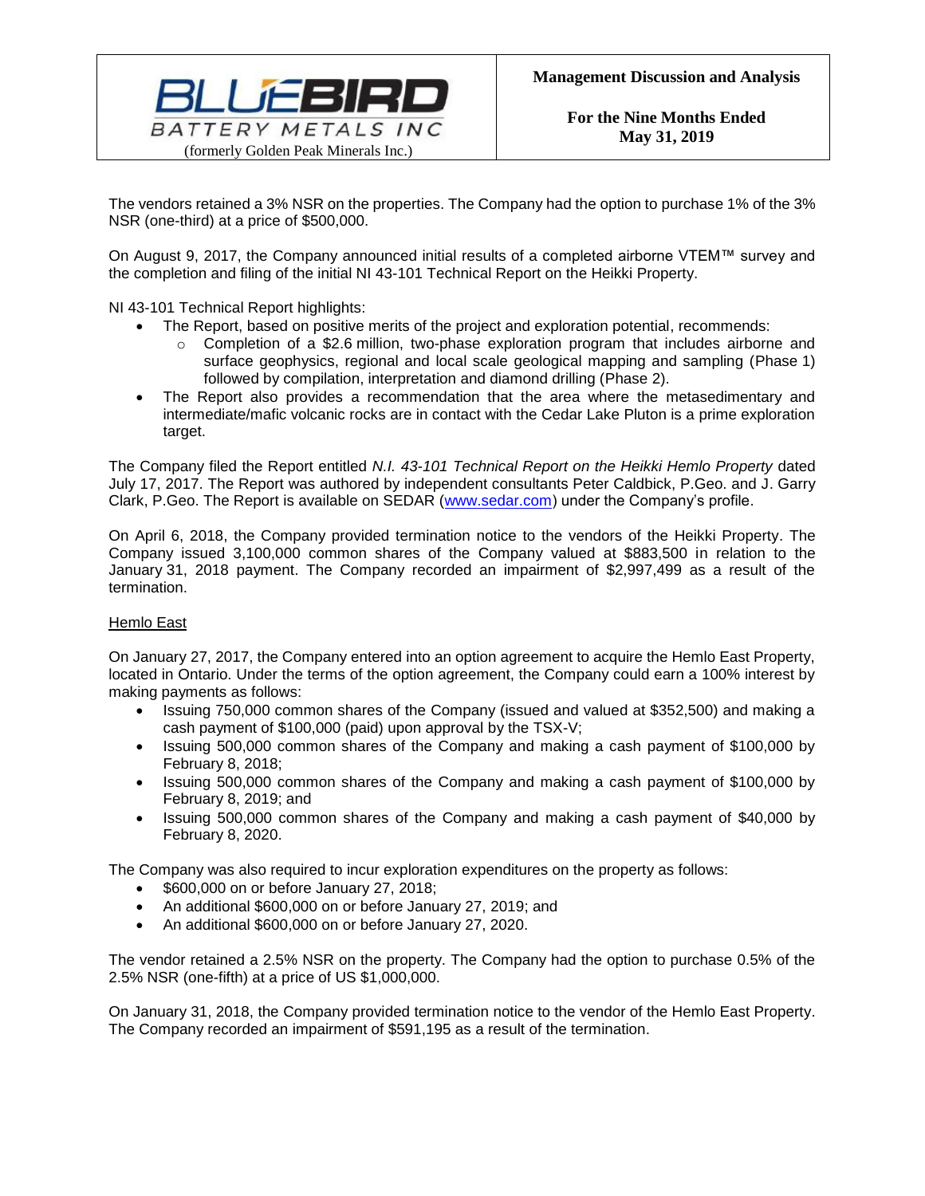The vendors retained a 3% NSR on the properties. The Company had the option to purchase 1% of the 3% NSR (one-third) at a price of $500,000.

On August 9, 2017, the Company announced initial results of a completed airborne VTEM™ survey and the completion and filing of the initial NI 43-101 Technical Report on the Heikki Property.

NI 43-101 Technical Report highlights:

- The Report, based on positive merits of the project and exploration potential, recommends:
  - Completion of a $2.6 million, two-phase exploration program that includes airborne and surface geophysics, regional and local scale geological mapping and sampling (Phase 1) followed by compilation, interpretation and diamond drilling (Phase 2).
- The Report also provides a recommendation that the area where the metasedimentary and intermediate/mafic volcanic rocks are in contact with the Cedar Lake Pluton is a prime exploration target.

The Company filed the Report entitled *N.I. 43-101 Technical Report on the Heikki Hemlo Property* dated July 17, 2017. The Report was authored by independent consultants Peter Caldbick, P.Geo. and J. Garry Clark, P.Geo. The Report is available on SEDAR (www.sedar.com) under the Company's profile.

On April 6, 2018, the Company provided termination notice to the vendors of the Heikki Property. The Company issued 3,100,000 common shares of the Company valued at $883,500 in relation to the January 31, 2018 payment. The Company recorded an impairment of $2,997,499 as a result of the termination.

Hemlo East

On January 27, 2017, the Company entered into an option agreement to acquire the Hemlo East Property, located in Ontario. Under the terms of the option agreement, the Company could earn a 100% interest by making payments as follows:

- Issuing 750,000 common shares of the Company (issued and valued at $352,500) and making a cash payment of $100,000 (paid) upon approval by the TSX-V;
- Issuing 500,000 common shares of the Company and making a cash payment of $100,000 by February 8, 2018;
- Issuing 500,000 common shares of the Company and making a cash payment of $100,000 by February 8, 2019; and
- Issuing 500,000 common shares of the Company and making a cash payment of $40,000 by February 8, 2020.

The Company was also required to incur exploration expenditures on the property as follows:

- $600,000 on or before January 27, 2018;
- An additional $600,000 on or before January 27, 2019; and
- An additional $600,000 on or before January 27, 2020.

The vendor retained a 2.5% NSR on the property. The Company had the option to purchase 0.5% of the 2.5% NSR (one-fifth) at a price of US $1,000,000.

On January 31, 2018, the Company provided termination notice to the vendor of the Hemlo East Property. The Company recorded an impairment of $591,195 as a result of the termination.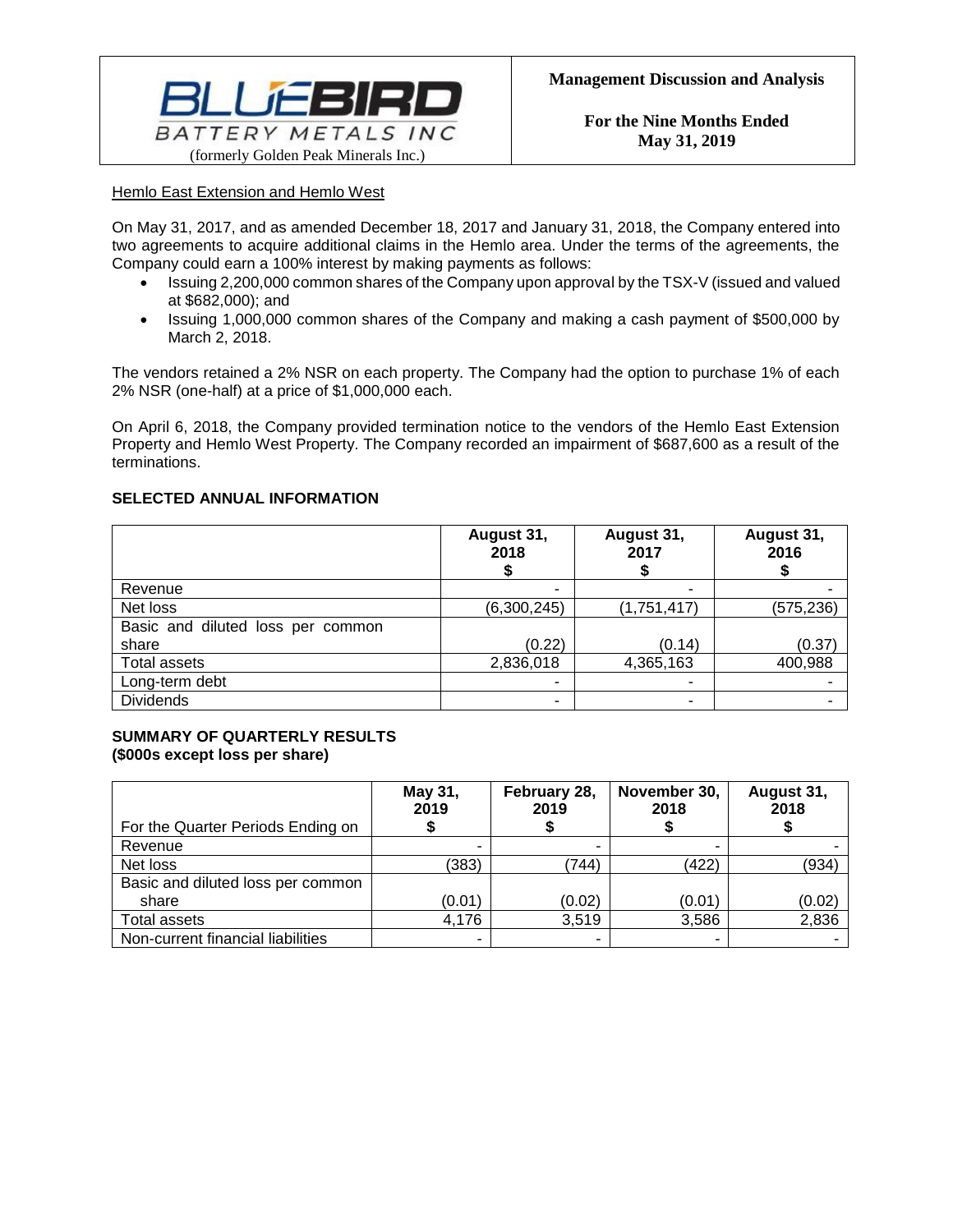Hemlo East Extension and Hemlo West

On May 31, 2017, and as amended December 18, 2017 and January 31, 2018, the Company entered into two agreements to acquire additional claims in the Hemlo area. Under the terms of the agreements, the Company could earn a 100% interest by making payments as follows:

- Issuing 2,200,000 common shares of the Company upon approval by the TSX-V (issued and valued at $682,000); and
- Issuing 1,000,000 common shares of the Company and making a cash payment of $500,000 by March 2, 2018.

The vendors retained a 2% NSR on each property. The Company had the option to purchase 1% of each 2% NSR (one-half) at a price of $1,000,000 each.

On April 6, 2018, the Company provided termination notice to the vendors of the Hemlo East Extension Property and Hemlo West Property. The Company recorded an impairment of $687,600 as a result of the terminations.

## SELECTED ANNUAL INFORMATION

| | August 31, 2018 $ | August 31, 2017 $ | August 31, 2016 $ |
|---|---|---|---|
| Revenue | - | - | - |
| Net loss | (6,300,245) | (1,751,417) | (575,236) |
| Basic and diluted loss per common share | (0.22) | (0.14) | (0.37) |
| Total assets | 2,836,018 | 4,365,163 | 400,988 |
| Long-term debt | - | - | - |
| Dividends | - | - | - |

## SUMMARY OF QUARTERLY RESULTS (\$000s except loss per share)

| For the Quarter Periods Ending on | May 31, 2019 $ | February 28, 2019 $ | November 30, 2018 $ | August 31, 2018 $ |
|---|---|---|---|---|
| Revenue | - | - | - | - |
| Net loss | (383) | (744) | (422) | (934) |
| Basic and diluted loss per common share | (0.01) | (0.02) | (0.01) | (0.02) |
| Total assets | 4,176 | 3,519 | 3,586 | 2,836 |
| Non-current financial liabilities | - | - | - | - |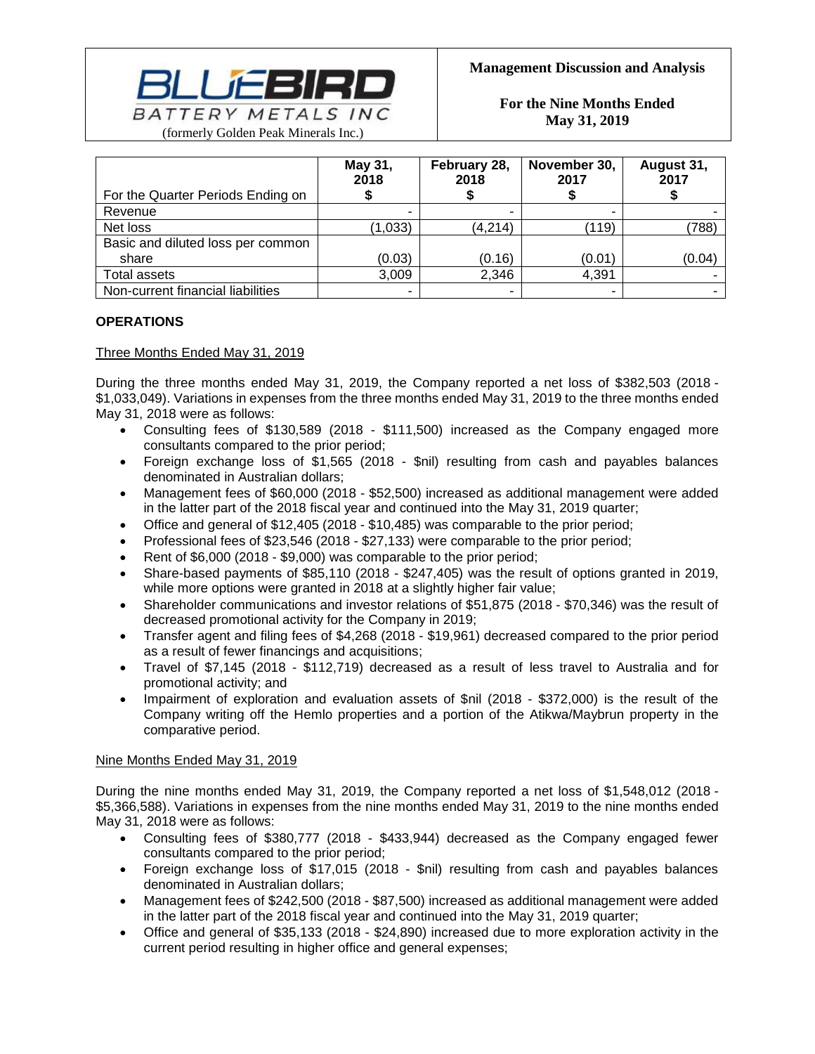| For the Quarter Periods Ending on | May 31, 2018 $ | February 28, 2018 $ | November 30, 2017 $ | August 31, 2017 $ |
| --- | --- | --- | --- | --- |
| Revenue | - | - | - | - |
| Net loss | (1,033) | (4,214) | (119) | (788) |
| Basic and diluted loss per common share | (0.03) | (0.16) | (0.01) | (0.04) |
| Total assets | 3,009 | 2,346 | 4,391 | - |
| Non-current financial liabilities | - | - | - | - |

## OPERATIONS

Three Months Ended May 31, 2019

During the three months ended May 31, 2019, the Company reported a net loss of $382,503 (2018 - $1,033,049). Variations in expenses from the three months ended May 31, 2019 to the three months ended May 31, 2018 were as follows:

- Consulting fees of $130,589 (2018 - $111,500) increased as the Company engaged more consultants compared to the prior period;
- Foreign exchange loss of $1,565 (2018 - $nil) resulting from cash and payables balances denominated in Australian dollars;
- Management fees of $60,000 (2018 - $52,500) increased as additional management were added in the latter part of the 2018 fiscal year and continued into the May 31, 2019 quarter;
- Office and general of $12,405 (2018 - $10,485) was comparable to the prior period;
- Professional fees of $23,546 (2018 - $27,133) were comparable to the prior period;
- Rent of $6,000 (2018 - $9,000) was comparable to the prior period;
- Share-based payments of $85,110 (2018 - $247,405) was the result of options granted in 2019, while more options were granted in 2018 at a slightly higher fair value;
- Shareholder communications and investor relations of $51,875 (2018 - $70,346) was the result of decreased promotional activity for the Company in 2019;
- Transfer agent and filing fees of $4,268 (2018 - $19,961) decreased compared to the prior period as a result of fewer financings and acquisitions;
- Travel of $7,145 (2018 - $112,719) decreased as a result of less travel to Australia and for promotional activity; and
- Impairment of exploration and evaluation assets of $nil (2018 - $372,000) is the result of the Company writing off the Hemlo properties and a portion of the Atikwa/Maybrun property in the comparative period.

Nine Months Ended May 31, 2019

During the nine months ended May 31, 2019, the Company reported a net loss of $1,548,012 (2018 - $5,366,588). Variations in expenses from the nine months ended May 31, 2019 to the nine months ended May 31, 2018 were as follows:

- Consulting fees of $380,777 (2018 - $433,944) decreased as the Company engaged fewer consultants compared to the prior period;
- Foreign exchange loss of $17,015 (2018 - $nil) resulting from cash and payables balances denominated in Australian dollars;
- Management fees of $242,500 (2018 - $87,500) increased as additional management were added in the latter part of the 2018 fiscal year and continued into the May 31, 2019 quarter;
- Office and general of $35,133 (2018 - $24,890) increased due to more exploration activity in the current period resulting in higher office and general expenses;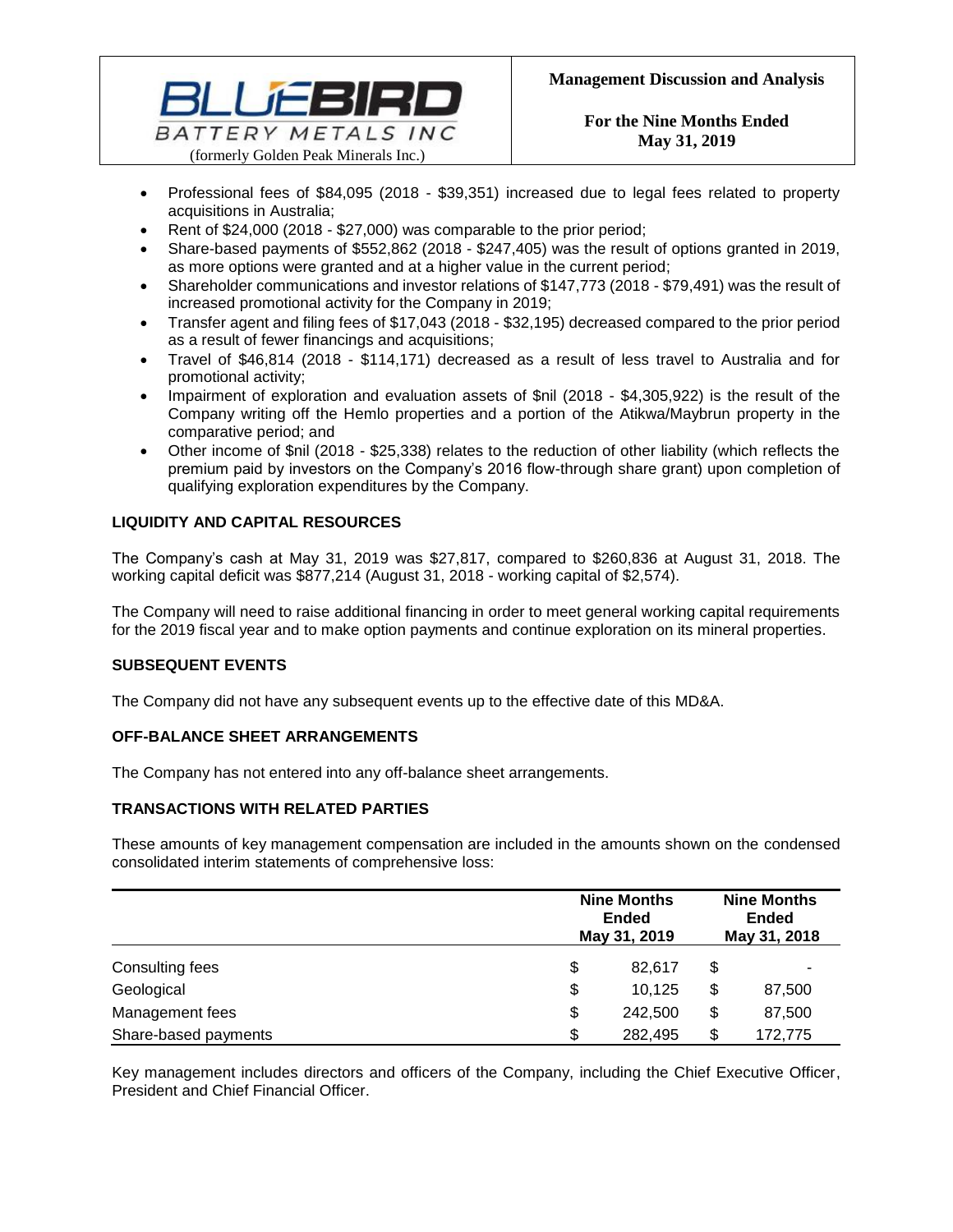- Professional fees of \$84,095 (2018 - \$39,351) increased due to legal fees related to property acquisitions in Australia;
- Rent of \$24,000 (2018 - \$27,000) was comparable to the prior period;
- Share-based payments of \$552,862 (2018 - \$247,405) was the result of options granted in 2019, as more options were granted and at a higher value in the current period;
- Shareholder communications and investor relations of \$147,773 (2018 - \$79,491) was the result of increased promotional activity for the Company in 2019;
- Transfer agent and filing fees of \$17,043 (2018 - \$32,195) decreased compared to the prior period as a result of fewer financings and acquisitions;
- Travel of \$46,814 (2018 - \$114,171) decreased as a result of less travel to Australia and for promotional activity;
- Impairment of exploration and evaluation assets of \$nil (2018 - \$4,305,922) is the result of the Company writing off the Hemlo properties and a portion of the Atikwa/Maybrun property in the comparative period; and
- Other income of \$nil (2018 - \$25,338) relates to the reduction of other liability (which reflects the premium paid by investors on the Company's 2016 flow-through share grant) upon completion of qualifying exploration expenditures by the Company.

## LIQUIDITY AND CAPITAL RESOURCES

The Company's cash at May 31, 2019 was \$27,817, compared to \$260,836 at August 31, 2018. The working capital deficit was \$877,214 (August 31, 2018 - working capital of \$2,574).

The Company will need to raise additional financing in order to meet general working capital requirements for the 2019 fiscal year and to make option payments and continue exploration on its mineral properties.

## SUBSEQUENT EVENTS

The Company did not have any subsequent events up to the effective date of this MD&A.

## OFF-BALANCE SHEET ARRANGEMENTS

The Company has not entered into any off-balance sheet arrangements.

## TRANSACTIONS WITH RELATED PARTIES

These amounts of key management compensation are included in the amounts shown on the condensed consolidated interim statements of comprehensive loss:

| | Nine Months Ended May 31, 2019 | Nine Months Ended May 31, 2018 |
|---|---|---|
| Consulting fees | \$ 82,617 | \$ - |
| Geological | \$ 10,125 | \$ 87,500 |
| Management fees | \$ 242,500 | \$ 87,500 |
| Share-based payments | \$ 282,495 | \$ 172,775 |

Key management includes directors and officers of the Company, including the Chief Executive Officer, President and Chief Financial Officer.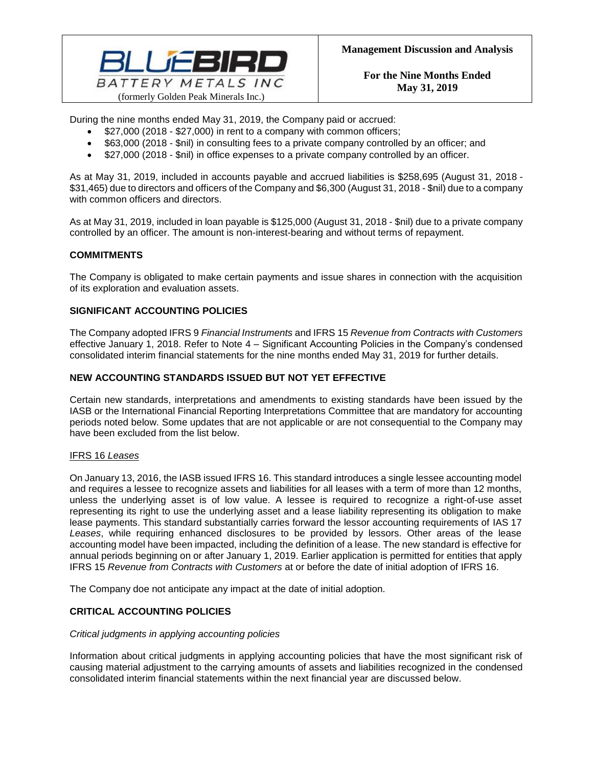During the nine months ended May 31, 2019, the Company paid or accrued:

- $27,000 (2018 - $27,000) in rent to a company with common officers;
- $63,000 (2018 - $nil) in consulting fees to a private company controlled by an officer; and
- $27,000 (2018 - $nil) in office expenses to a private company controlled by an officer.

As at May 31, 2019, included in accounts payable and accrued liabilities is $258,695 (August 31, 2018 - $31,465) due to directors and officers of the Company and $6,300 (August 31, 2018 - $nil) due to a company with common officers and directors.

As at May 31, 2019, included in loan payable is $125,000 (August 31, 2018 - $nil) due to a private company controlled by an officer. The amount is non-interest-bearing and without terms of repayment.

## COMMITMENTS

The Company is obligated to make certain payments and issue shares in connection with the acquisition of its exploration and evaluation assets.

## SIGNIFICANT ACCOUNTING POLICIES

The Company adopted IFRS 9 *Financial Instruments* and IFRS 15 *Revenue from Contracts with Customers* effective January 1, 2018. Refer to Note 4 – Significant Accounting Policies in the Company's condensed consolidated interim financial statements for the nine months ended May 31, 2019 for further details.

## NEW ACCOUNTING STANDARDS ISSUED BUT NOT YET EFFECTIVE

Certain new standards, interpretations and amendments to existing standards have been issued by the IASB or the International Financial Reporting Interpretations Committee that are mandatory for accounting periods noted below. Some updates that are not applicable or are not consequential to the Company may have been excluded from the list below.

### IFRS 16 *Leases*

On January 13, 2016, the IASB issued IFRS 16. This standard introduces a single lessee accounting model and requires a lessee to recognize assets and liabilities for all leases with a term of more than 12 months, unless the underlying asset is of low value. A lessee is required to recognize a right-of-use asset representing its right to use the underlying asset and a lease liability representing its obligation to make lease payments. This standard substantially carries forward the lessor accounting requirements of IAS 17 *Leases*, while requiring enhanced disclosures to be provided by lessors. Other areas of the lease accounting model have been impacted, including the definition of a lease. The new standard is effective for annual periods beginning on or after January 1, 2019. Earlier application is permitted for entities that apply IFRS 15 *Revenue from Contracts with Customers* at or before the date of initial adoption of IFRS 16.

The Company doe not anticipate any impact at the date of initial adoption.

## CRITICAL ACCOUNTING POLICIES

*Critical judgments in applying accounting policies*

Information about critical judgments in applying accounting policies that have the most significant risk of causing material adjustment to the carrying amounts of assets and liabilities recognized in the condensed consolidated interim financial statements within the next financial year are discussed below.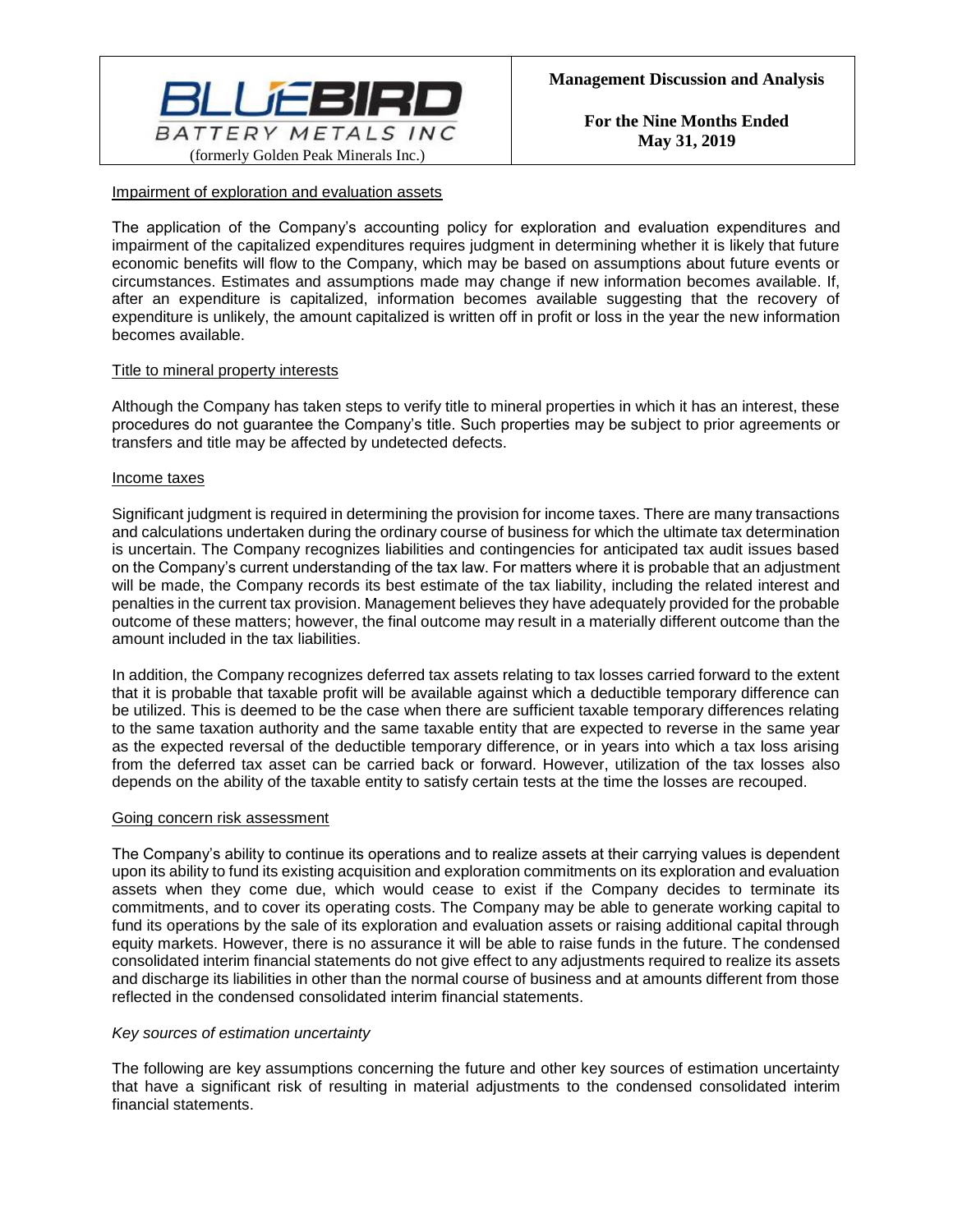Impairment of exploration and evaluation assets

The application of the Company's accounting policy for exploration and evaluation expenditures and impairment of the capitalized expenditures requires judgment in determining whether it is likely that future economic benefits will flow to the Company, which may be based on assumptions about future events or circumstances. Estimates and assumptions made may change if new information becomes available. If, after an expenditure is capitalized, information becomes available suggesting that the recovery of expenditure is unlikely, the amount capitalized is written off in profit or loss in the year the new information becomes available.

Title to mineral property interests

Although the Company has taken steps to verify title to mineral properties in which it has an interest, these procedures do not guarantee the Company's title. Such properties may be subject to prior agreements or transfers and title may be affected by undetected defects.

Income taxes

Significant judgment is required in determining the provision for income taxes. There are many transactions and calculations undertaken during the ordinary course of business for which the ultimate tax determination is uncertain. The Company recognizes liabilities and contingencies for anticipated tax audit issues based on the Company's current understanding of the tax law. For matters where it is probable that an adjustment will be made, the Company records its best estimate of the tax liability, including the related interest and penalties in the current tax provision. Management believes they have adequately provided for the probable outcome of these matters; however, the final outcome may result in a materially different outcome than the amount included in the tax liabilities.

In addition, the Company recognizes deferred tax assets relating to tax losses carried forward to the extent that it is probable that taxable profit will be available against which a deductible temporary difference can be utilized. This is deemed to be the case when there are sufficient taxable temporary differences relating to the same taxation authority and the same taxable entity that are expected to reverse in the same year as the expected reversal of the deductible temporary difference, or in years into which a tax loss arising from the deferred tax asset can be carried back or forward. However, utilization of the tax losses also depends on the ability of the taxable entity to satisfy certain tests at the time the losses are recouped.

Going concern risk assessment

The Company's ability to continue its operations and to realize assets at their carrying values is dependent upon its ability to fund its existing acquisition and exploration commitments on its exploration and evaluation assets when they come due, which would cease to exist if the Company decides to terminate its commitments, and to cover its operating costs. The Company may be able to generate working capital to fund its operations by the sale of its exploration and evaluation assets or raising additional capital through equity markets. However, there is no assurance it will be able to raise funds in the future. The condensed consolidated interim financial statements do not give effect to any adjustments required to realize its assets and discharge its liabilities in other than the normal course of business and at amounts different from those reflected in the condensed consolidated interim financial statements.

*Key sources of estimation uncertainty*

The following are key assumptions concerning the future and other key sources of estimation uncertainty that have a significant risk of resulting in material adjustments to the condensed consolidated interim financial statements.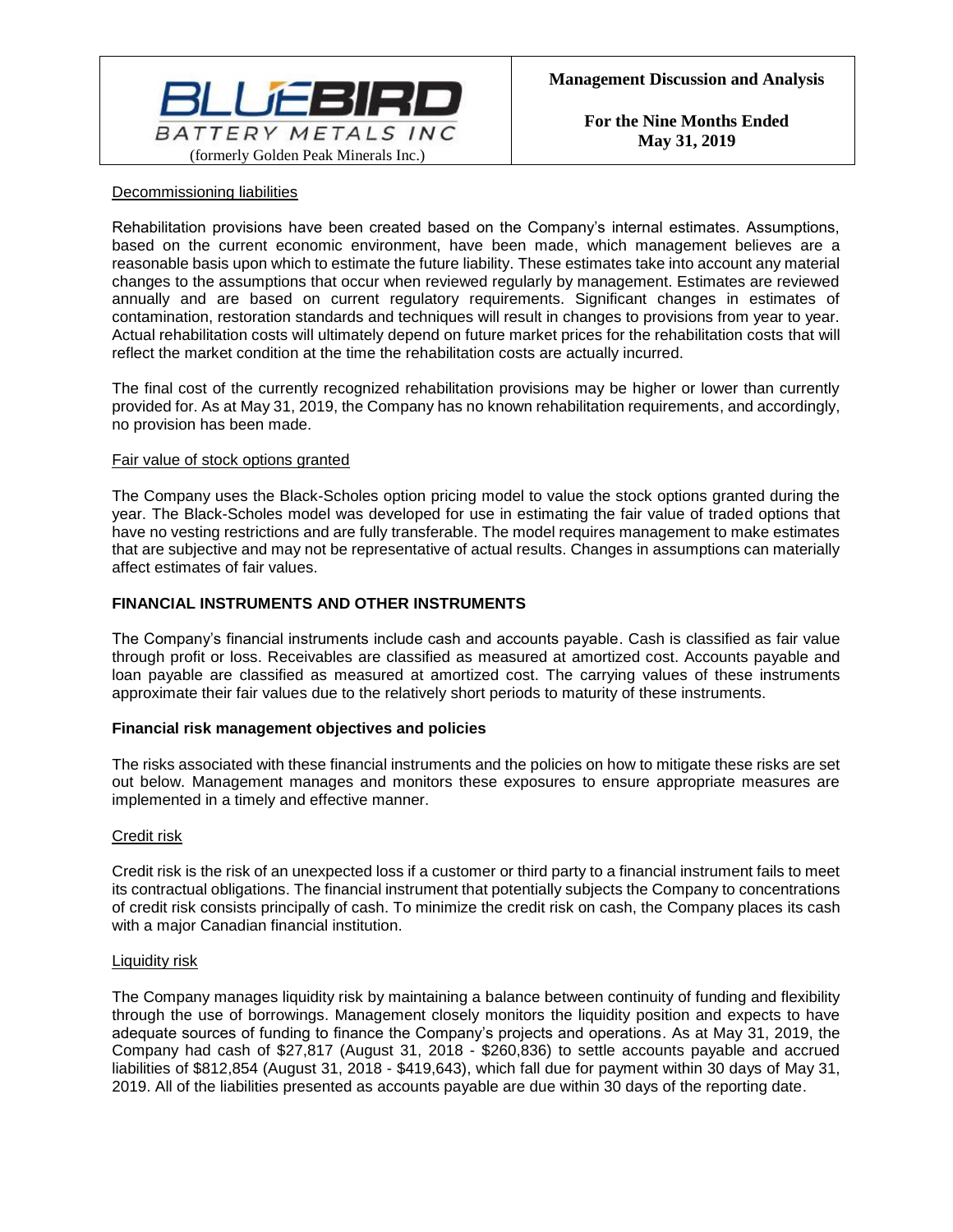#### Decommissioning liabilities

Rehabilitation provisions have been created based on the Company's internal estimates. Assumptions, based on the current economic environment, have been made, which management believes are a reasonable basis upon which to estimate the future liability. These estimates take into account any material changes to the assumptions that occur when reviewed regularly by management. Estimates are reviewed annually and are based on current regulatory requirements. Significant changes in estimates of contamination, restoration standards and techniques will result in changes to provisions from year to year. Actual rehabilitation costs will ultimately depend on future market prices for the rehabilitation costs that will reflect the market condition at the time the rehabilitation costs are actually incurred.

The final cost of the currently recognized rehabilitation provisions may be higher or lower than currently provided for. As at May 31, 2019, the Company has no known rehabilitation requirements, and accordingly, no provision has been made.

#### Fair value of stock options granted

The Company uses the Black-Scholes option pricing model to value the stock options granted during the year. The Black-Scholes model was developed for use in estimating the fair value of traded options that have no vesting restrictions and are fully transferable. The model requires management to make estimates that are subjective and may not be representative of actual results. Changes in assumptions can materially affect estimates of fair values.

## FINANCIAL INSTRUMENTS AND OTHER INSTRUMENTS

The Company's financial instruments include cash and accounts payable. Cash is classified as fair value through profit or loss. Receivables are classified as measured at amortized cost. Accounts payable and loan payable are classified as measured at amortized cost. The carrying values of these instruments approximate their fair values due to the relatively short periods to maturity of these instruments.

### Financial risk management objectives and policies

The risks associated with these financial instruments and the policies on how to mitigate these risks are set out below. Management manages and monitors these exposures to ensure appropriate measures are implemented in a timely and effective manner.

#### Credit risk

Credit risk is the risk of an unexpected loss if a customer or third party to a financial instrument fails to meet its contractual obligations. The financial instrument that potentially subjects the Company to concentrations of credit risk consists principally of cash. To minimize the credit risk on cash, the Company places its cash with a major Canadian financial institution.

#### Liquidity risk

The Company manages liquidity risk by maintaining a balance between continuity of funding and flexibility through the use of borrowings. Management closely monitors the liquidity position and expects to have adequate sources of funding to finance the Company's projects and operations. As at May 31, 2019, the Company had cash of $27,817 (August 31, 2018 - $260,836) to settle accounts payable and accrued liabilities of $812,854 (August 31, 2018 - $419,643), which fall due for payment within 30 days of May 31, 2019. All of the liabilities presented as accounts payable are due within 30 days of the reporting date.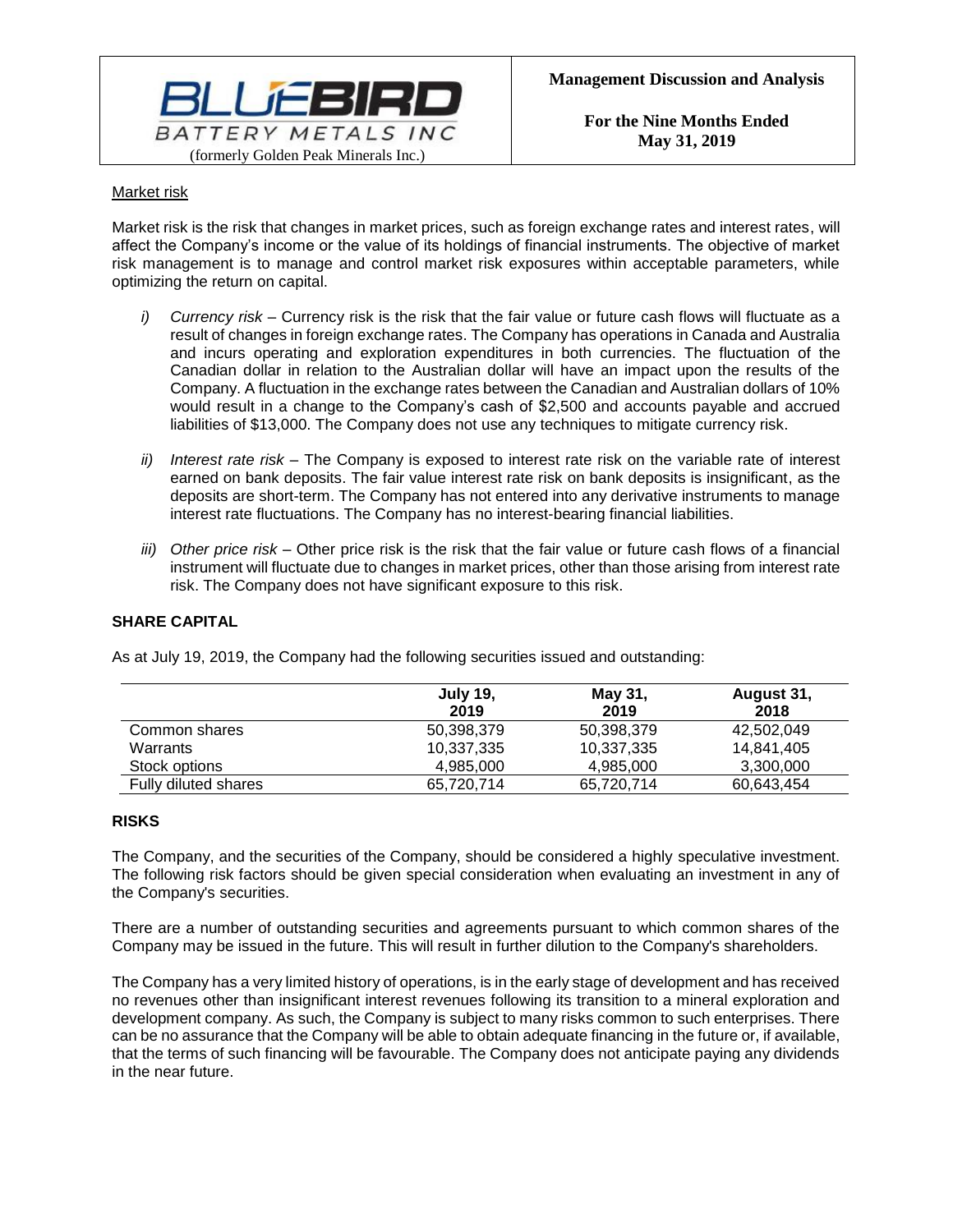Market risk

Market risk is the risk that changes in market prices, such as foreign exchange rates and interest rates, will affect the Company's income or the value of its holdings of financial instruments. The objective of market risk management is to manage and control market risk exposures within acceptable parameters, while optimizing the return on capital.

*i)* *Currency risk* – Currency risk is the risk that the fair value or future cash flows will fluctuate as a result of changes in foreign exchange rates. The Company has operations in Canada and Australia and incurs operating and exploration expenditures in both currencies. The fluctuation of the Canadian dollar in relation to the Australian dollar will have an impact upon the results of the Company. A fluctuation in the exchange rates between the Canadian and Australian dollars of 10% would result in a change to the Company's cash of $2,500 and accounts payable and accrued liabilities of $13,000. The Company does not use any techniques to mitigate currency risk.

*ii)* *Interest rate risk* – The Company is exposed to interest rate risk on the variable rate of interest earned on bank deposits. The fair value interest rate risk on bank deposits is insignificant, as the deposits are short-term. The Company has not entered into any derivative instruments to manage interest rate fluctuations. The Company has no interest-bearing financial liabilities.

*iii)* *Other price risk* – Other price risk is the risk that the fair value or future cash flows of a financial instrument will fluctuate due to changes in market prices, other than those arising from interest rate risk. The Company does not have significant exposure to this risk.

## SHARE CAPITAL

As at July 19, 2019, the Company had the following securities issued and outstanding:

| | July 19, 2019 | May 31, 2019 | August 31, 2018 |
|---|---|---|---|
| Common shares | 50,398,379 | 50,398,379 | 42,502,049 |
| Warrants | 10,337,335 | 10,337,335 | 14,841,405 |
| Stock options | 4,985,000 | 4,985,000 | 3,300,000 |
| Fully diluted shares | 65,720,714 | 65,720,714 | 60,643,454 |

## RISKS

The Company, and the securities of the Company, should be considered a highly speculative investment. The following risk factors should be given special consideration when evaluating an investment in any of the Company's securities.

There are a number of outstanding securities and agreements pursuant to which common shares of the Company may be issued in the future. This will result in further dilution to the Company's shareholders.

The Company has a very limited history of operations, is in the early stage of development and has received no revenues other than insignificant interest revenues following its transition to a mineral exploration and development company. As such, the Company is subject to many risks common to such enterprises. There can be no assurance that the Company will be able to obtain adequate financing in the future or, if available, that the terms of such financing will be favourable. The Company does not anticipate paying any dividends in the near future.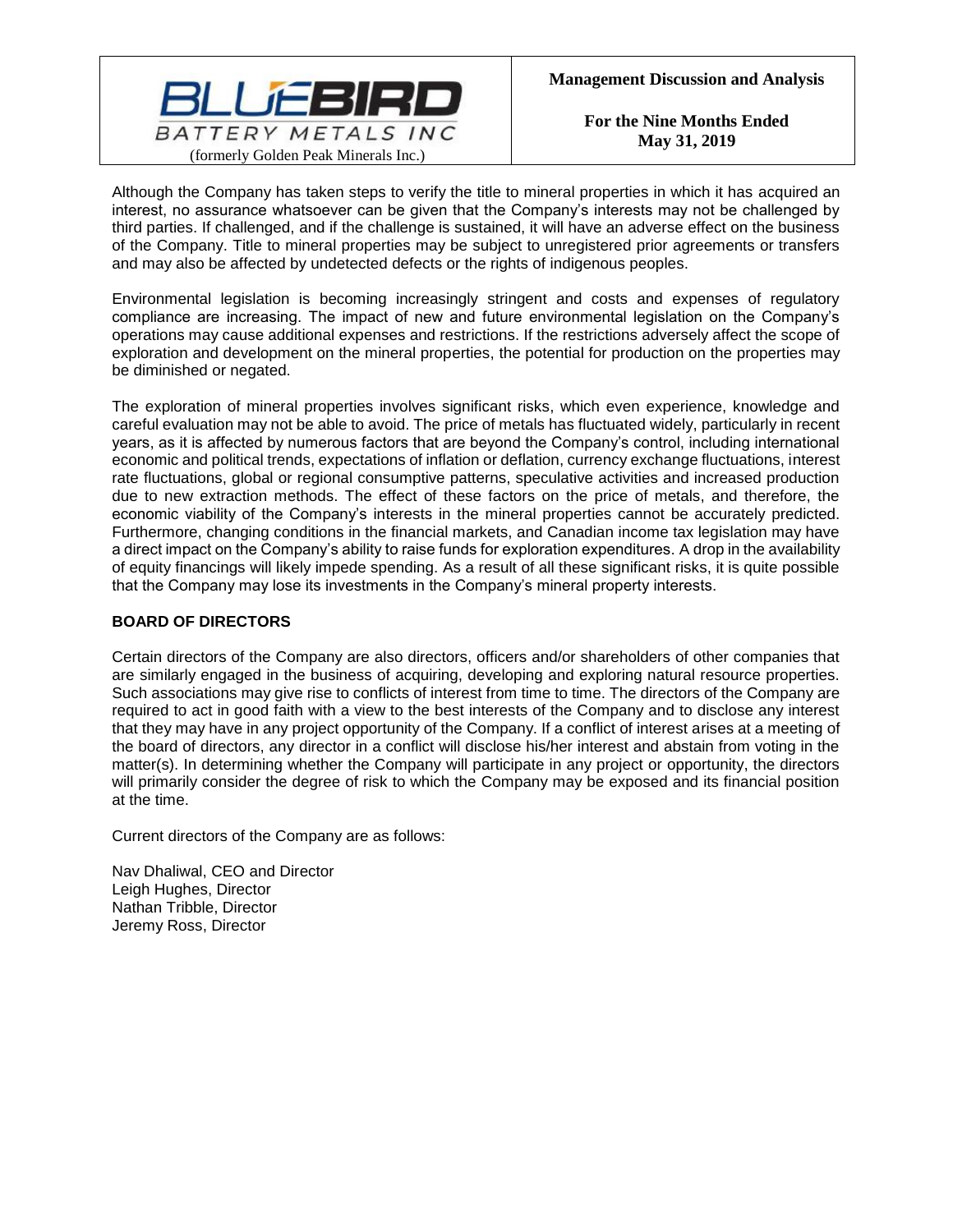Although the Company has taken steps to verify the title to mineral properties in which it has acquired an interest, no assurance whatsoever can be given that the Company's interests may not be challenged by third parties. If challenged, and if the challenge is sustained, it will have an adverse effect on the business of the Company. Title to mineral properties may be subject to unregistered prior agreements or transfers and may also be affected by undetected defects or the rights of indigenous peoples.

Environmental legislation is becoming increasingly stringent and costs and expenses of regulatory compliance are increasing. The impact of new and future environmental legislation on the Company's operations may cause additional expenses and restrictions. If the restrictions adversely affect the scope of exploration and development on the mineral properties, the potential for production on the properties may be diminished or negated.

The exploration of mineral properties involves significant risks, which even experience, knowledge and careful evaluation may not be able to avoid. The price of metals has fluctuated widely, particularly in recent years, as it is affected by numerous factors that are beyond the Company's control, including international economic and political trends, expectations of inflation or deflation, currency exchange fluctuations, interest rate fluctuations, global or regional consumptive patterns, speculative activities and increased production due to new extraction methods. The effect of these factors on the price of metals, and therefore, the economic viability of the Company's interests in the mineral properties cannot be accurately predicted. Furthermore, changing conditions in the financial markets, and Canadian income tax legislation may have a direct impact on the Company's ability to raise funds for exploration expenditures. A drop in the availability of equity financings will likely impede spending. As a result of all these significant risks, it is quite possible that the Company may lose its investments in the Company's mineral property interests.

## BOARD OF DIRECTORS

Certain directors of the Company are also directors, officers and/or shareholders of other companies that are similarly engaged in the business of acquiring, developing and exploring natural resource properties. Such associations may give rise to conflicts of interest from time to time. The directors of the Company are required to act in good faith with a view to the best interests of the Company and to disclose any interest that they may have in any project opportunity of the Company. If a conflict of interest arises at a meeting of the board of directors, any director in a conflict will disclose his/her interest and abstain from voting in the matter(s). In determining whether the Company will participate in any project or opportunity, the directors will primarily consider the degree of risk to which the Company may be exposed and its financial position at the time.

Current directors of the Company are as follows:

Nav Dhaliwal, CEO and Director
Leigh Hughes, Director
Nathan Tribble, Director
Jeremy Ross, Director